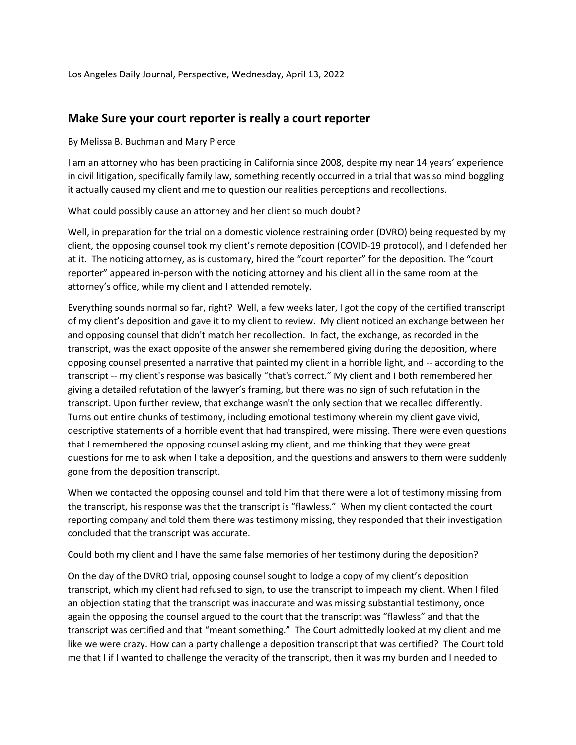Los Angeles Daily Journal, Perspective, Wednesday, April 13, 2022

## Make Sure your court reporter is really a court reporter

By Melissa B. Buchman and Mary Pierce

I am an attorney who has been practicing in California since 2008, despite my near 14 years' experience in civil litigation, specifically family law, something recently occurred in a trial that was so mind boggling it actually caused my client and me to question our realities perceptions and recollections.

What could possibly cause an attorney and her client so much doubt?

Well, in preparation for the trial on a domestic violence restraining order (DVRO) being requested by my client, the opposing counsel took my client's remote deposition (COVID-19 protocol), and I defended her at it. The noticing attorney, as is customary, hired the "court reporter" for the deposition. The "court reporter" appeared in-person with the noticing attorney and his client all in the same room at the attorney's office, while my client and I attended remotely.

Everything sounds normal so far, right? Well, a few weeks later, I got the copy of the certified transcript of my client's deposition and gave it to my client to review. My client noticed an exchange between her and opposing counsel that didn't match her recollection. In fact, the exchange, as recorded in the transcript, was the exact opposite of the answer she remembered giving during the deposition, where opposing counsel presented a narrative that painted my client in a horrible light, and -- according to the transcript -- my client's response was basically "that's correct." My client and I both remembered her giving a detailed refutation of the lawyer's framing, but there was no sign of such refutation in the transcript. Upon further review, that exchange wasn't the only section that we recalled differently. Turns out entire chunks of testimony, including emotional testimony wherein my client gave vivid, descriptive statements of a horrible event that had transpired, were missing. There were even questions that I remembered the opposing counsel asking my client, and me thinking that they were great questions for me to ask when I take a deposition, and the questions and answers to them were suddenly gone from the deposition transcript.

When we contacted the opposing counsel and told him that there were a lot of testimony missing from the transcript, his response was that the transcript is "flawless." When my client contacted the court reporting company and told them there was testimony missing, they responded that their investigation concluded that the transcript was accurate.

Could both my client and I have the same false memories of her testimony during the deposition?

On the day of the DVRO trial, opposing counsel sought to lodge a copy of my client's deposition transcript, which my client had refused to sign, to use the transcript to impeach my client. When I filed an objection stating that the transcript was inaccurate and was missing substantial testimony, once again the opposing the counsel argued to the court that the transcript was "flawless" and that the transcript was certified and that "meant something." The Court admittedly looked at my client and me like we were crazy. How can a party challenge a deposition transcript that was certified? The Court told me that I if I wanted to challenge the veracity of the transcript, then it was my burden and I needed to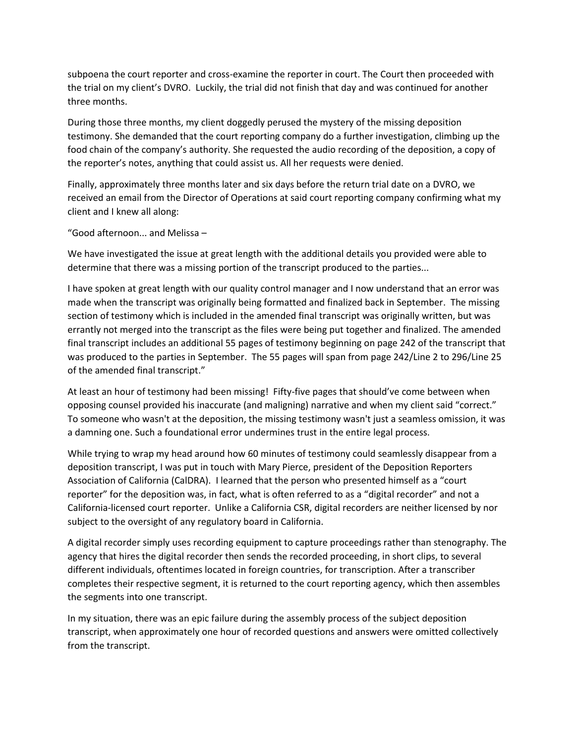subpoena the court reporter and cross-examine the reporter in court. The Court then proceeded with the trial on my client's DVRO. Luckily, the trial did not finish that day and was continued for another three months.

During those three months, my client doggedly perused the mystery of the missing deposition testimony. She demanded that the court reporting company do a further investigation, climbing up the food chain of the company's authority. She requested the audio recording of the deposition, a copy of the reporter's notes, anything that could assist us. All her requests were denied.

Finally, approximately three months later and six days before the return trial date on a DVRO, we received an email from the Director of Operations at said court reporting company confirming what my client and I knew all along:

"Good afternoon... and Melissa –

We have investigated the issue at great length with the additional details you provided were able to determine that there was a missing portion of the transcript produced to the parties...

I have spoken at great length with our quality control manager and I now understand that an error was made when the transcript was originally being formatted and finalized back in September. The missing section of testimony which is included in the amended final transcript was originally written, but was errantly not merged into the transcript as the files were being put together and finalized. The amended final transcript includes an additional 55 pages of testimony beginning on page 242 of the transcript that was produced to the parties in September. The 55 pages will span from page 242/Line 2 to 296/Line 25 of the amended final transcript."

At least an hour of testimony had been missing! Fifty-five pages that should've come between when opposing counsel provided his inaccurate (and maligning) narrative and when my client said "correct." To someone who wasn't at the deposition, the missing testimony wasn't just a seamless omission, it was a damning one. Such a foundational error undermines trust in the entire legal process.

While trying to wrap my head around how 60 minutes of testimony could seamlessly disappear from a deposition transcript, I was put in touch with Mary Pierce, president of the Deposition Reporters Association of California (CalDRA). I learned that the person who presented himself as a "court reporter" for the deposition was, in fact, what is often referred to as a "digital recorder" and not a California-licensed court reporter. Unlike a California CSR, digital recorders are neither licensed by nor subject to the oversight of any regulatory board in California.

A digital recorder simply uses recording equipment to capture proceedings rather than stenography. The agency that hires the digital recorder then sends the recorded proceeding, in short clips, to several different individuals, oftentimes located in foreign countries, for transcription. After a transcriber completes their respective segment, it is returned to the court reporting agency, which then assembles the segments into one transcript.

In my situation, there was an epic failure during the assembly process of the subject deposition transcript, when approximately one hour of recorded questions and answers were omitted collectively from the transcript.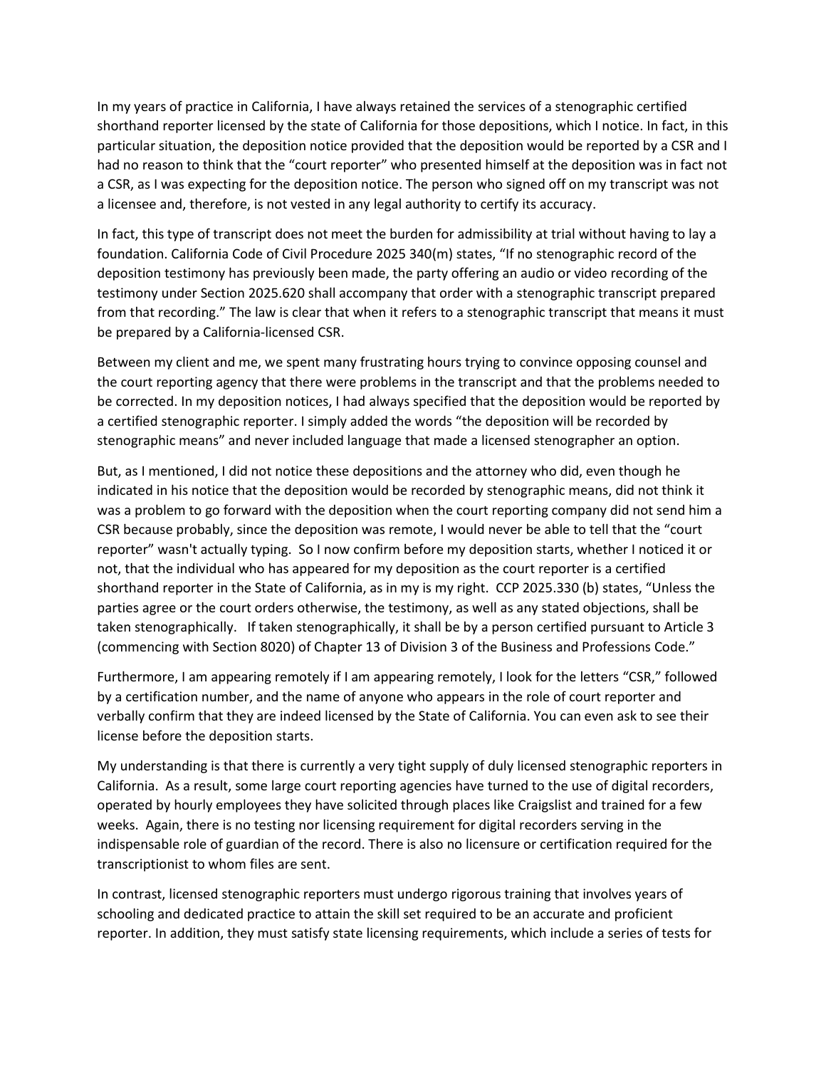In my years of practice in California, I have always retained the services of a stenographic certified shorthand reporter licensed by the state of California for those depositions, which I notice. In fact, in this particular situation, the deposition notice provided that the deposition would be reported by a CSR and I had no reason to think that the "court reporter" who presented himself at the deposition was in fact not a CSR, as I was expecting for the deposition notice. The person who signed off on my transcript was not a licensee and, therefore, is not vested in any legal authority to certify its accuracy.

In fact, this type of transcript does not meet the burden for admissibility at trial without having to lay a foundation. California Code of Civil Procedure 2025 340(m) states, "If no stenographic record of the deposition testimony has previously been made, the party offering an audio or video recording of the testimony under Section 2025.620 shall accompany that order with a stenographic transcript prepared from that recording." The law is clear that when it refers to a stenographic transcript that means it must be prepared by a California-licensed CSR.

Between my client and me, we spent many frustrating hours trying to convince opposing counsel and the court reporting agency that there were problems in the transcript and that the problems needed to be corrected. In my deposition notices, I had always specified that the deposition would be reported by a certified stenographic reporter. I simply added the words "the deposition will be recorded by stenographic means" and never included language that made a licensed stenographer an option.

But, as I mentioned, I did not notice these depositions and the attorney who did, even though he indicated in his notice that the deposition would be recorded by stenographic means, did not think it was a problem to go forward with the deposition when the court reporting company did not send him a CSR because probably, since the deposition was remote, I would never be able to tell that the "court reporter" wasn't actually typing. So I now confirm before my deposition starts, whether I noticed it or not, that the individual who has appeared for my deposition as the court reporter is a certified shorthand reporter in the State of California, as in my is my right. CCP 2025.330 (b) states, "Unless the parties agree or the court orders otherwise, the testimony, as well as any stated objections, shall be taken stenographically. If taken stenographically, it shall be by a person certified pursuant to Article 3 (commencing with Section 8020) of Chapter 13 of Division 3 of the Business and Professions Code."

Furthermore, I am appearing remotely if I am appearing remotely, I look for the letters "CSR," followed by a certification number, and the name of anyone who appears in the role of court reporter and verbally confirm that they are indeed licensed by the State of California. You can even ask to see their license before the deposition starts.

My understanding is that there is currently a very tight supply of duly licensed stenographic reporters in California. As a result, some large court reporting agencies have turned to the use of digital recorders, operated by hourly employees they have solicited through places like Craigslist and trained for a few weeks. Again, there is no testing nor licensing requirement for digital recorders serving in the indispensable role of guardian of the record. There is also no licensure or certification required for the transcriptionist to whom files are sent.

In contrast, licensed stenographic reporters must undergo rigorous training that involves years of schooling and dedicated practice to attain the skill set required to be an accurate and proficient reporter. In addition, they must satisfy state licensing requirements, which include a series of tests for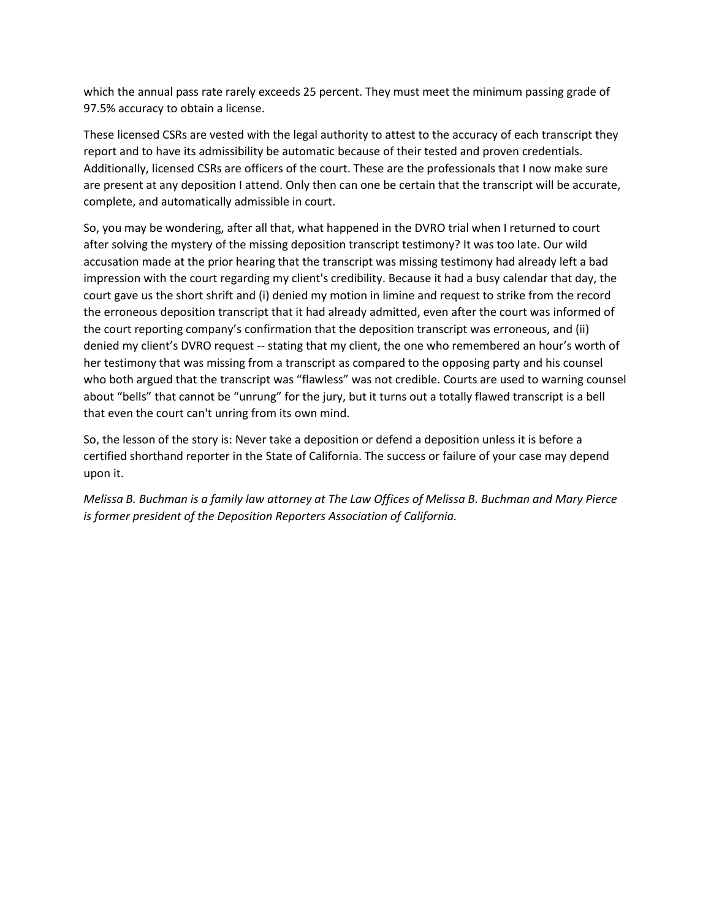which the annual pass rate rarely exceeds 25 percent. They must meet the minimum passing grade of 97.5% accuracy to obtain a license.

These licensed CSRs are vested with the legal authority to attest to the accuracy of each transcript they report and to have its admissibility be automatic because of their tested and proven credentials. Additionally, licensed CSRs are officers of the court. These are the professionals that I now make sure are present at any deposition I attend. Only then can one be certain that the transcript will be accurate, complete, and automatically admissible in court.

So, you may be wondering, after all that, what happened in the DVRO trial when I returned to court after solving the mystery of the missing deposition transcript testimony? It was too late. Our wild accusation made at the prior hearing that the transcript was missing testimony had already left a bad impression with the court regarding my client's credibility. Because it had a busy calendar that day, the court gave us the short shrift and (i) denied my motion in limine and request to strike from the record the erroneous deposition transcript that it had already admitted, even after the court was informed of the court reporting company's confirmation that the deposition transcript was erroneous, and (ii) denied my client's DVRO request -- stating that my client, the one who remembered an hour's worth of her testimony that was missing from a transcript as compared to the opposing party and his counsel who both argued that the transcript was "flawless" was not credible. Courts are used to warning counsel about "bells" that cannot be "unrung" for the jury, but it turns out a totally flawed transcript is a bell that even the court can't unring from its own mind.

So, the lesson of the story is: Never take a deposition or defend a deposition unless it is before a certified shorthand reporter in the State of California. The success or failure of your case may depend upon it.

*Melissa B. Buchman is a family law attorney at The Law Offices of Melissa B. Buchman and Mary Pierce is former president of the Deposition Reporters Association of California.*